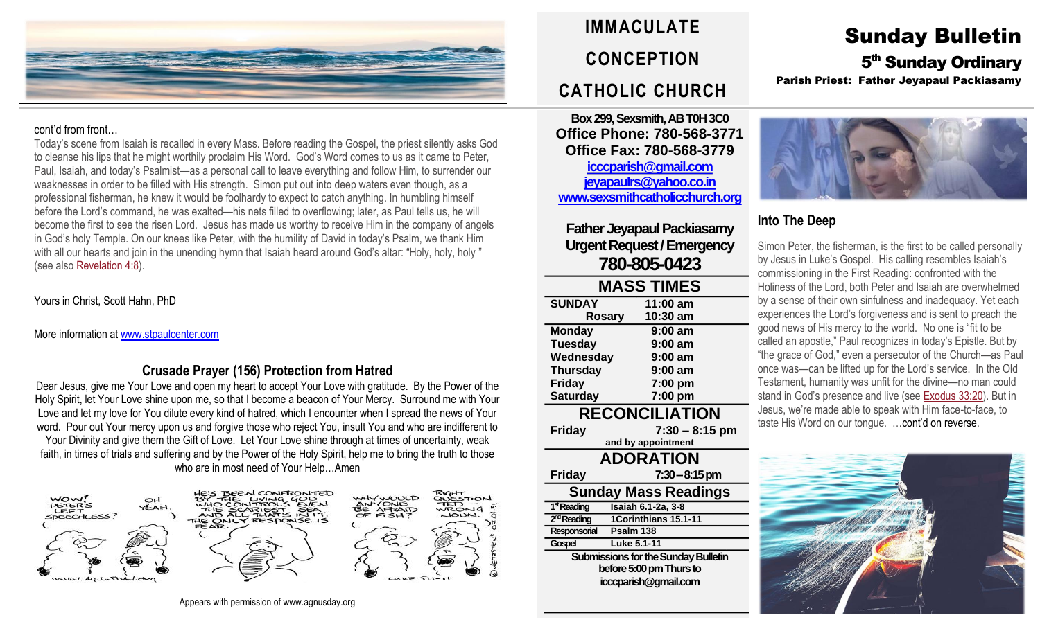# IMMACULATE CONCEPTION CATHOLIC CHURCH

# Sunday Bulletin

## 5th Sunday Ordinary

**Parish Priest: Father Jeyapaul Packiasamy**

cont'd from front…

Today's scene from Isaiah is recalled in every Mass. Before reading the Gospel, the priest silently asks God to cleanse his lips that he might worthily proclaim His Word. God's Word comes to us as it came to Peter, Paul, Isaiah, and today's Psalmist—as a personal call to leave everything and follow Him, to surrender our weaknesses in order to be filled with His strength. Simon put out into deep waters even though, as a professional fisherman, he knew it would be foolhardy to expect to catch anything. In humbling himself before the Lord's command, he was exalted—his nets filled to overflowing; later, as Paul tells us, he will become the first to see the risen Lord. Jesus has made us worthy to receive Him in the company of angels in God's holy Temple. On our knees like Peter, with the humility of David in today's Psalm, we thank Him with all our hearts and join in the unending hymn that Isaiah heard around God's altar: "Holy, holy, holy " (see also Revelation 4:8).

Yours in Christ, Scott Hahn, PhD

More information at www.stpaulcenter.com

### Crusade Prayer (156) Protection from Hatred

Dear Jesus, give me Your Love and open my heart to accept Your Love with gratitude. By the Power of the Holy Spirit, let Your Love shine upon me, so that I become a beacon of Your Mercy. Surround me with Your Love and let my love for You dilute every kind of hatred, which I encounter when I spread the news of Your word. Pour out Your mercy upon us and forgive those who reject You, insult You and who are indifferent to Your Divinity and give them the Gift of Love. Let Your Love shine through at times of uncertainty, weak faith, in times of trials and suffering and by the Power of the Holy Spirit, help me to bring the truth to those who are in most need of Your Help…Amen

Appears with permission of www.agnusday.org

**Box 299, Sexsmith, AB T0H 3C0**
**Office Phone: 780-568-3771**
**Office Fax: 780-568-3779**
icccparish@gmail.com
jeyapaulrs@yahoo.co.in
www.sexsmithcatholicchurch.org

**Father Jeyapaul Packiasamy**
**Urgent Request / Emergency**
**780-805-0423**

### MASS TIMES

| | |
|---|---|
| SUNDAY | 11:00 am |
| Rosary | 10:30 am |
| Monday | 9:00 am |
| Tuesday | 9:00 am |
| Wednesday | 9:00 am |
| Thursday | 9:00 am |
| Friday | 7:00 pm |
| Saturday | 7:00 pm |

### RECONCILIATION

| | |
|---|---|
| Friday | 7:30 – 8:15 pm |

and by appointment

### ADORATION

| | |
|---|---|
| Friday | 7:30 – 8:15 pm |

### Sunday Mass Readings

| | |
|---|---|
| 1st Reading | Isaiah 6.1-2a, 3-8 |
| 2nd Reading | 1Corinthians 15.1-11 |
| Responsorial | Psalm 138 |
| Gospel | Luke 5.1-11 |

**Submissions for the Sunday Bulletin before 5:00 pm Thurs to icccparish@gmail.com**

## Into The Deep

Simon Peter, the fisherman, is the first to be called personally by Jesus in Luke's Gospel. His calling resembles Isaiah's commissioning in the First Reading: confronted with the Holiness of the Lord, both Peter and Isaiah are overwhelmed by a sense of their own sinfulness and inadequacy. Yet each experiences the Lord's forgiveness and is sent to preach the good news of His mercy to the world. No one is "fit to be called an apostle," Paul recognizes in today's Epistle. But by "the grace of God," even a persecutor of the Church—as Paul once was—can be lifted up for the Lord's service. In the Old Testament, humanity was unfit for the divine—no man could stand in God's presence and live (see Exodus 33:20). But in Jesus, we're made able to speak with Him face-to-face, to taste His Word on our tongue. …cont'd on reverse.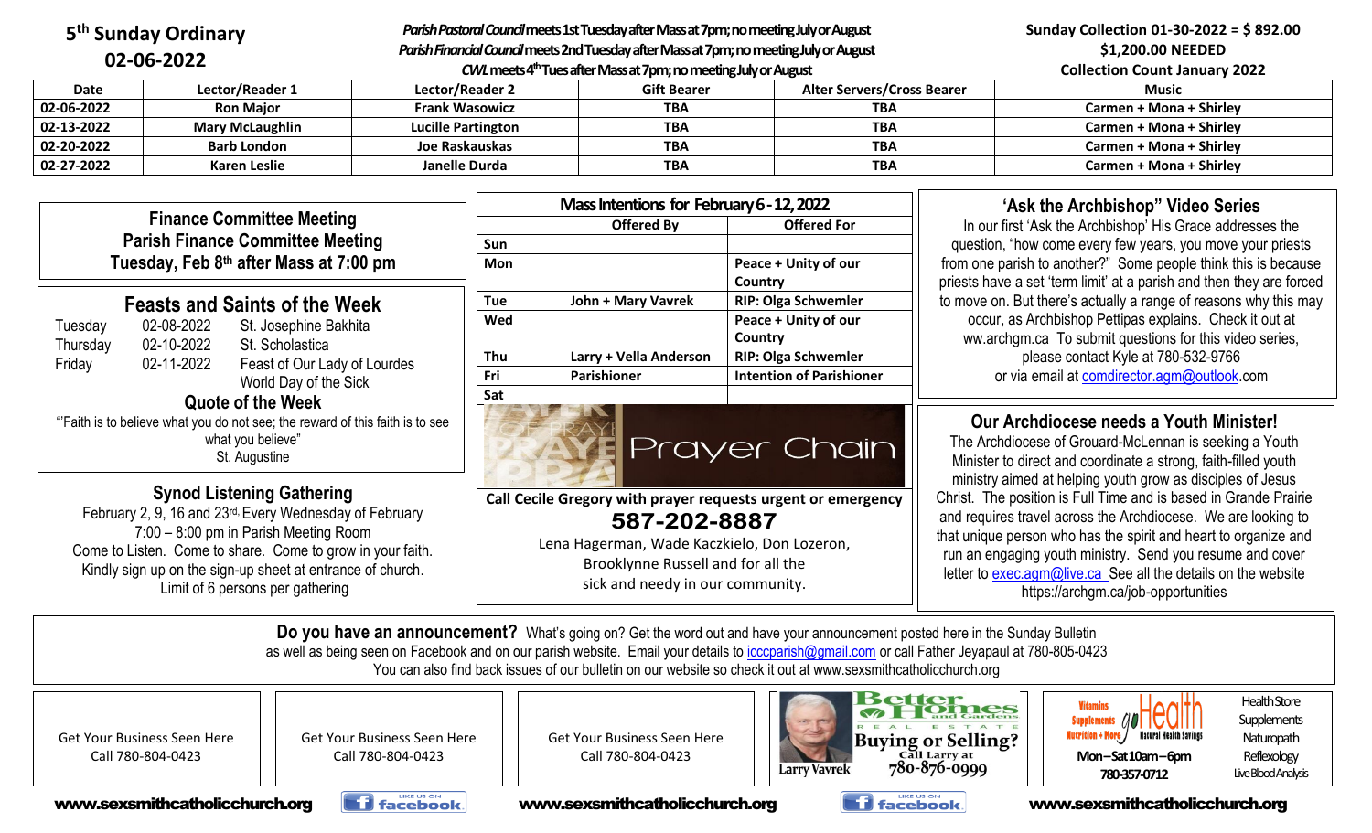# 5th Sunday Ordinary
## 02-06-2022

***Parish Pastoral Council*** **meets 1st Tuesday after Mass at 7pm; no meeting July or August**
***Parish Financial Council*** **meets 2nd Tuesday after Mass at 7pm; no meeting July or August**
***CWL*** **meets 4th Tues after Mass at 7pm; no meeting July or August**

**Sunday Collection 01-30-2022 = $ 892.00**
**$1,200.00 NEEDED**
**Collection Count January 2022**

| Date | Lector/Reader 1 | Lector/Reader 2 | Gift Bearer | Alter Servers/Cross Bearer | Music |
|---|---|---|---|---|---|
| 02-06-2022 | Ron Major | Frank Wasowicz | TBA | TBA | Carmen + Mona + Shirley |
| 02-13-2022 | Mary McLaughlin | Lucille Partington | TBA | TBA | Carmen + Mona + Shirley |
| 02-20-2022 | Barb London | Joe Raskauskas | TBA | TBA | Carmen + Mona + Shirley |
| 02-27-2022 | Karen Leslie | Janelle Durda | TBA | TBA | Carmen + Mona + Shirley |

## Finance Committee Meeting
**Parish Finance Committee Meeting**
**Tuesday, Feb 8th after Mass at 7:00 pm**

## Feasts and Saints of the Week

| | | |
|---|---|---|
| Tuesday | 02-08-2022 | St. Josephine Bakhita |
| Thursday | 02-10-2022 | St. Scholastica |
| Friday | 02-11-2022 | Feast of Our Lady of Lourdes World Day of the Sick |

### Quote of the Week
"'Faith is to believe what you do not see; the reward of this faith is to see what you believe"
St. Augustine

## Synod Listening Gathering
February 2, 9, 16 and 23rd, Every Wednesday of February
7:00 – 8:00 pm in Parish Meeting Room
Come to Listen. Come to share. Come to grow in your faith.
Kindly sign up on the sign-up sheet at entrance of church.
Limit of 6 persons per gathering

## Mass Intentions for February 6 - 12, 2022

| | Offered By | Offered For |
|---|---|---|
| Sun | | |
| Mon | | Peace + Unity of our Country |
| Tue | John + Mary Vavrek | RIP: Olga Schwemler |
| Wed | | Peace + Unity of our Country |
| Thu | Larry + Vella Anderson | RIP: Olga Schwemler |
| Fri | Parishioner | Intention of Parishioner |
| Sat | | |

## Prayer Chain
**Call Cecile Gregory with prayer requests urgent or emergency**
**587-202-8887**
Lena Hagerman, Wade Kaczkielo, Don Lozeron, Brooklynne Russell and for all the sick and needy in our community.

## 'Ask the Archbishop" Video Series
In our first 'Ask the Archbishop' His Grace addresses the question, "how come every few years, you move your priests from one parish to another?" Some people think this is because priests have a set 'term limit' at a parish and then they are forced to move on. But there's actually a range of reasons why this may occur, as Archbishop Pettipas explains. Check it out at ww.archgm.ca To submit questions for this video series, please contact Kyle at 780-532-9766 or via email at comdirector.agm@outlook.com

## Our Archdiocese needs a Youth Minister!
The Archdiocese of Grouard-McLennan is seeking a Youth Minister to direct and coordinate a strong, faith-filled youth ministry aimed at helping youth grow as disciples of Jesus Christ. The position is Full Time and is based in Grande Prairie and requires travel across the Archdiocese. We are looking to that unique person who has the spirit and heart to organize and run an engaging youth ministry. Send you resume and cover letter to exec.agm@live.ca See all the details on the website https://archgm.ca/job-opportunities

**Do you have an announcement?** What's going on? Get the word out and have your announcement posted here in the Sunday Bulletin as well as being seen on Facebook and on our parish website. Email your details to icccparish@gmail.com or call Father Jeyapaul at 780-805-0423
You can also find back issues of our bulletin on our website so check it out at www.sexsmithcatholicchurch.org

Get Your Business Seen Here
Call 780-804-0423

Get Your Business Seen Here
Call 780-804-0423

Get Your Business Seen Here
Call 780-804-0423

Better Homes and Gardens Real Estate
Buying or Selling? Call Larry at 780-876-0999
Larry Vavrek

Vitamins Supplements Nutrition + More — go Health — Natural Health Savings
Mon – Sat 10am – 6pm
780-357-0712
Health Store
Supplements
Naturopath
Reflexology
Live Blood Analysis

www.sexsmithcatholicchurch.org — Like us on facebook — www.sexsmithcatholicchurch.org — Like us on facebook — www.sexsmithcatholicchurch.org